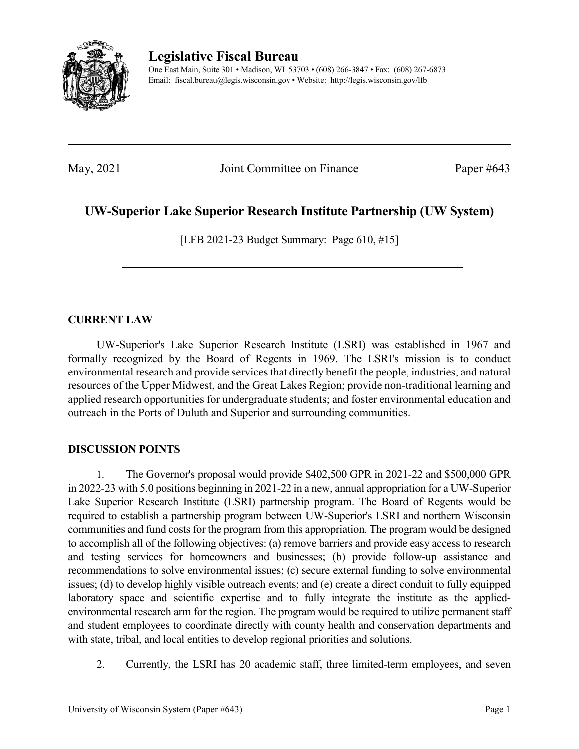# Legislative Fiscal Bureau

One East Main, Suite 301 • Madison, WI 53703 • (608) 266-3847 • Fax: (608) 267-6873
Email: fiscal.bureau@legis.wisconsin.gov • Website: http://legis.wisconsin.gov/lfb

---

May, 2021 Joint Committee on Finance Paper #643

## UW-Superior Lake Superior Research Institute Partnership (UW System)

[LFB 2021-23 Budget Summary: Page 610, #15]

---

### CURRENT LAW

UW-Superior's Lake Superior Research Institute (LSRI) was established in 1967 and formally recognized by the Board of Regents in 1969. The LSRI's mission is to conduct environmental research and provide services that directly benefit the people, industries, and natural resources of the Upper Midwest, and the Great Lakes Region; provide non-traditional learning and applied research opportunities for undergraduate students; and foster environmental education and outreach in the Ports of Duluth and Superior and surrounding communities.

### DISCUSSION POINTS

1. The Governor's proposal would provide $402,500 GPR in 2021-22 and $500,000 GPR in 2022-23 with 5.0 positions beginning in 2021-22 in a new, annual appropriation for a UW-Superior Lake Superior Research Institute (LSRI) partnership program. The Board of Regents would be required to establish a partnership program between UW-Superior's LSRI and northern Wisconsin communities and fund costs for the program from this appropriation. The program would be designed to accomplish all of the following objectives: (a) remove barriers and provide easy access to research and testing services for homeowners and businesses; (b) provide follow-up assistance and recommendations to solve environmental issues; (c) secure external funding to solve environmental issues; (d) to develop highly visible outreach events; and (e) create a direct conduit to fully equipped laboratory space and scientific expertise and to fully integrate the institute as the applied-environmental research arm for the region. The program would be required to utilize permanent staff and student employees to coordinate directly with county health and conservation departments and with state, tribal, and local entities to develop regional priorities and solutions.

2. Currently, the LSRI has 20 academic staff, three limited-term employees, and seven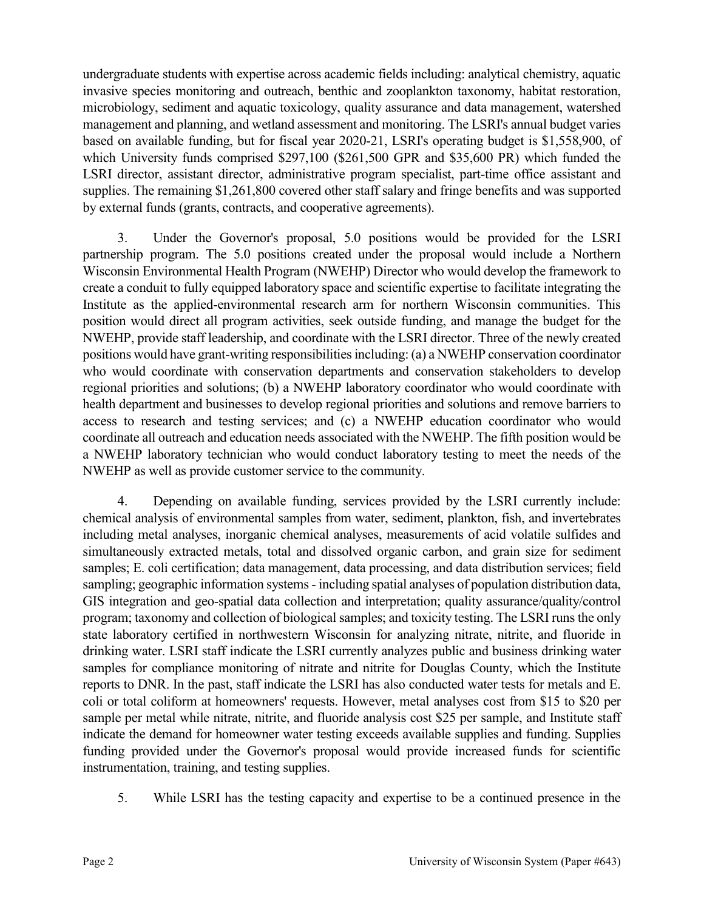undergraduate students with expertise across academic fields including: analytical chemistry, aquatic invasive species monitoring and outreach, benthic and zooplankton taxonomy, habitat restoration, microbiology, sediment and aquatic toxicology, quality assurance and data management, watershed management and planning, and wetland assessment and monitoring. The LSRI's annual budget varies based on available funding, but for fiscal year 2020-21, LSRI's operating budget is $1,558,900, of which University funds comprised $297,100 ($261,500 GPR and $35,600 PR) which funded the LSRI director, assistant director, administrative program specialist, part-time office assistant and supplies. The remaining $1,261,800 covered other staff salary and fringe benefits and was supported by external funds (grants, contracts, and cooperative agreements).

3. Under the Governor's proposal, 5.0 positions would be provided for the LSRI partnership program. The 5.0 positions created under the proposal would include a Northern Wisconsin Environmental Health Program (NWEHP) Director who would develop the framework to create a conduit to fully equipped laboratory space and scientific expertise to facilitate integrating the Institute as the applied-environmental research arm for northern Wisconsin communities. This position would direct all program activities, seek outside funding, and manage the budget for the NWEHP, provide staff leadership, and coordinate with the LSRI director. Three of the newly created positions would have grant-writing responsibilities including: (a) a NWEHP conservation coordinator who would coordinate with conservation departments and conservation stakeholders to develop regional priorities and solutions; (b) a NWEHP laboratory coordinator who would coordinate with health department and businesses to develop regional priorities and solutions and remove barriers to access to research and testing services; and (c) a NWEHP education coordinator who would coordinate all outreach and education needs associated with the NWEHP. The fifth position would be a NWEHP laboratory technician who would conduct laboratory testing to meet the needs of the NWEHP as well as provide customer service to the community.

4. Depending on available funding, services provided by the LSRI currently include: chemical analysis of environmental samples from water, sediment, plankton, fish, and invertebrates including metal analyses, inorganic chemical analyses, measurements of acid volatile sulfides and simultaneously extracted metals, total and dissolved organic carbon, and grain size for sediment samples; E. coli certification; data management, data processing, and data distribution services; field sampling; geographic information systems - including spatial analyses of population distribution data, GIS integration and geo-spatial data collection and interpretation; quality assurance/quality/control program; taxonomy and collection of biological samples; and toxicity testing. The LSRI runs the only state laboratory certified in northwestern Wisconsin for analyzing nitrate, nitrite, and fluoride in drinking water. LSRI staff indicate the LSRI currently analyzes public and business drinking water samples for compliance monitoring of nitrate and nitrite for Douglas County, which the Institute reports to DNR. In the past, staff indicate the LSRI has also conducted water tests for metals and E. coli or total coliform at homeowners' requests. However, metal analyses cost from $15 to $20 per sample per metal while nitrate, nitrite, and fluoride analysis cost $25 per sample, and Institute staff indicate the demand for homeowner water testing exceeds available supplies and funding. Supplies funding provided under the Governor's proposal would provide increased funds for scientific instrumentation, training, and testing supplies.

5. While LSRI has the testing capacity and expertise to be a continued presence in the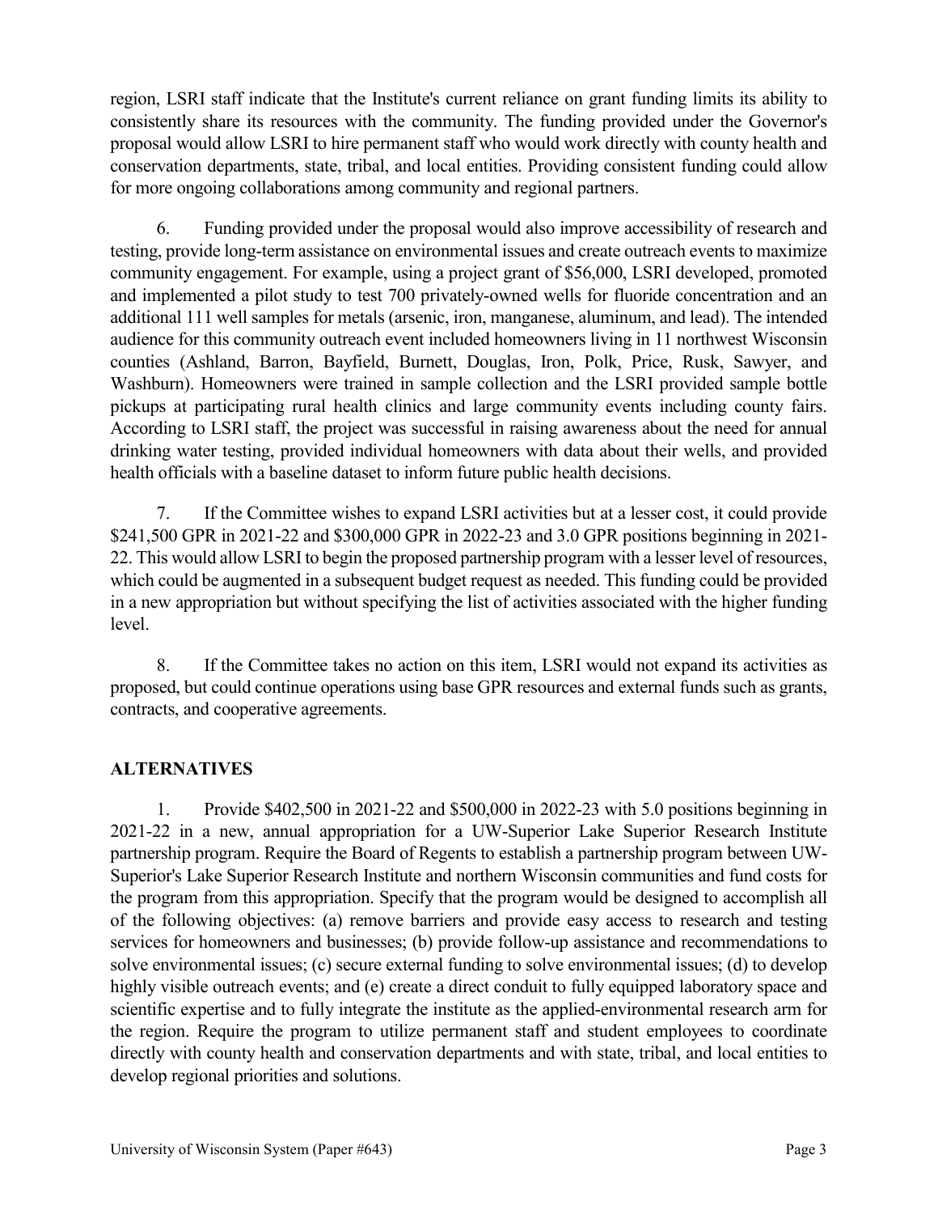region, LSRI staff indicate that the Institute's current reliance on grant funding limits its ability to consistently share its resources with the community. The funding provided under the Governor's proposal would allow LSRI to hire permanent staff who would work directly with county health and conservation departments, state, tribal, and local entities. Providing consistent funding could allow for more ongoing collaborations among community and regional partners.

6. Funding provided under the proposal would also improve accessibility of research and testing, provide long-term assistance on environmental issues and create outreach events to maximize community engagement. For example, using a project grant of $56,000, LSRI developed, promoted and implemented a pilot study to test 700 privately-owned wells for fluoride concentration and an additional 111 well samples for metals (arsenic, iron, manganese, aluminum, and lead). The intended audience for this community outreach event included homeowners living in 11 northwest Wisconsin counties (Ashland, Barron, Bayfield, Burnett, Douglas, Iron, Polk, Price, Rusk, Sawyer, and Washburn). Homeowners were trained in sample collection and the LSRI provided sample bottle pickups at participating rural health clinics and large community events including county fairs. According to LSRI staff, the project was successful in raising awareness about the need for annual drinking water testing, provided individual homeowners with data about their wells, and provided health officials with a baseline dataset to inform future public health decisions.

7. If the Committee wishes to expand LSRI activities but at a lesser cost, it could provide $241,500 GPR in 2021-22 and $300,000 GPR in 2022-23 and 3.0 GPR positions beginning in 2021-22. This would allow LSRI to begin the proposed partnership program with a lesser level of resources, which could be augmented in a subsequent budget request as needed. This funding could be provided in a new appropriation but without specifying the list of activities associated with the higher funding level.

8. If the Committee takes no action on this item, LSRI would not expand its activities as proposed, but could continue operations using base GPR resources and external funds such as grants, contracts, and cooperative agreements.

## ALTERNATIVES

1. Provide $402,500 in 2021-22 and $500,000 in 2022-23 with 5.0 positions beginning in 2021-22 in a new, annual appropriation for a UW-Superior Lake Superior Research Institute partnership program. Require the Board of Regents to establish a partnership program between UW-Superior's Lake Superior Research Institute and northern Wisconsin communities and fund costs for the program from this appropriation. Specify that the program would be designed to accomplish all of the following objectives: (a) remove barriers and provide easy access to research and testing services for homeowners and businesses; (b) provide follow-up assistance and recommendations to solve environmental issues; (c) secure external funding to solve environmental issues; (d) to develop highly visible outreach events; and (e) create a direct conduit to fully equipped laboratory space and scientific expertise and to fully integrate the institute as the applied-environmental research arm for the region. Require the program to utilize permanent staff and student employees to coordinate directly with county health and conservation departments and with state, tribal, and local entities to develop regional priorities and solutions.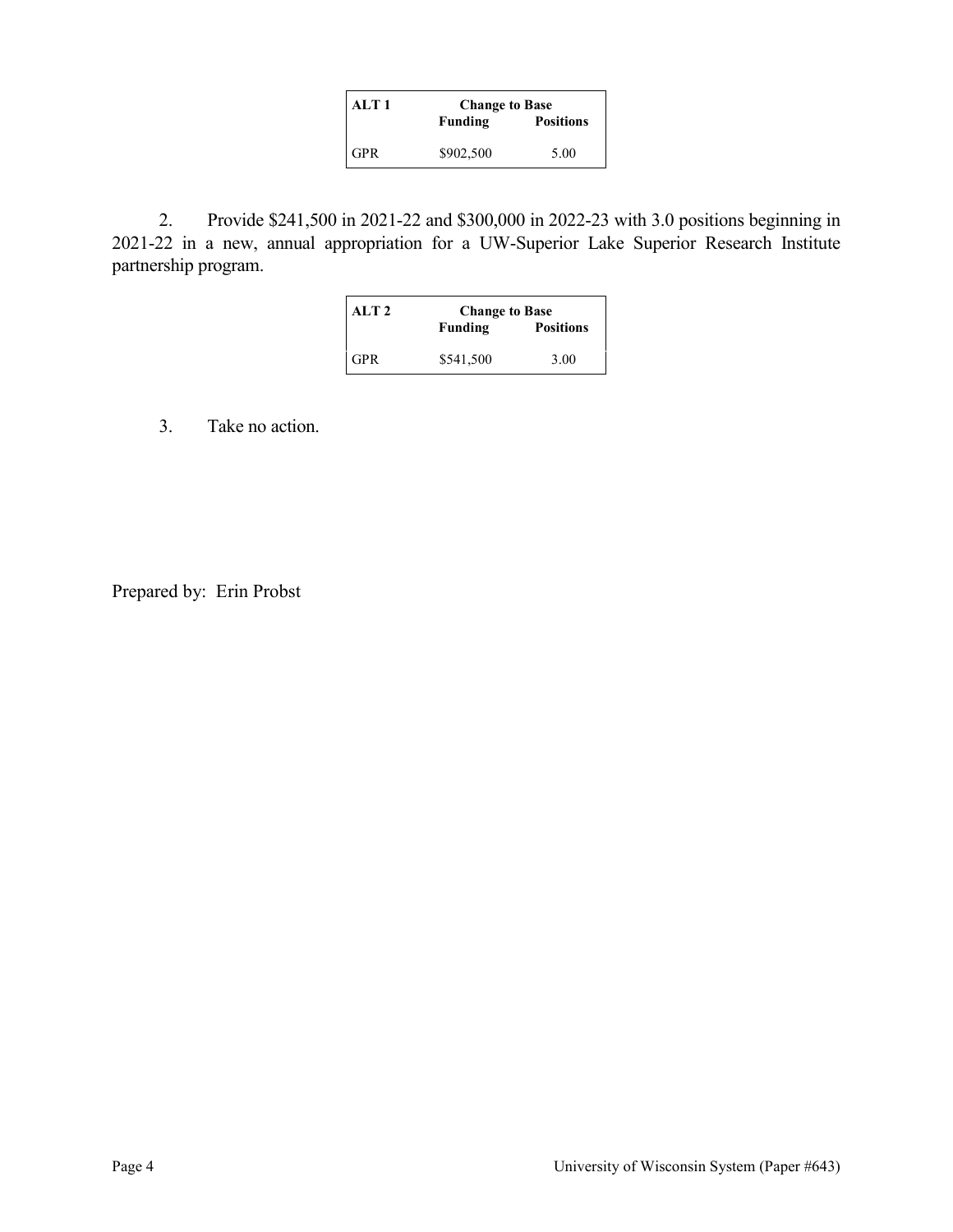| ALT 1 | Change to Base | |
|---|---|---|
| | Funding | Positions |
| GPR | $902,500 | 5.00 |

2. Provide $241,500 in 2021-22 and $300,000 in 2022-23 with 3.0 positions beginning in 2021-22 in a new, annual appropriation for a UW-Superior Lake Superior Research Institute partnership program.

| ALT 2 | Change to Base | |
|---|---|---|
| | Funding | Positions |
| GPR | $541,500 | 3.00 |

3. Take no action.

Prepared by: Erin Probst